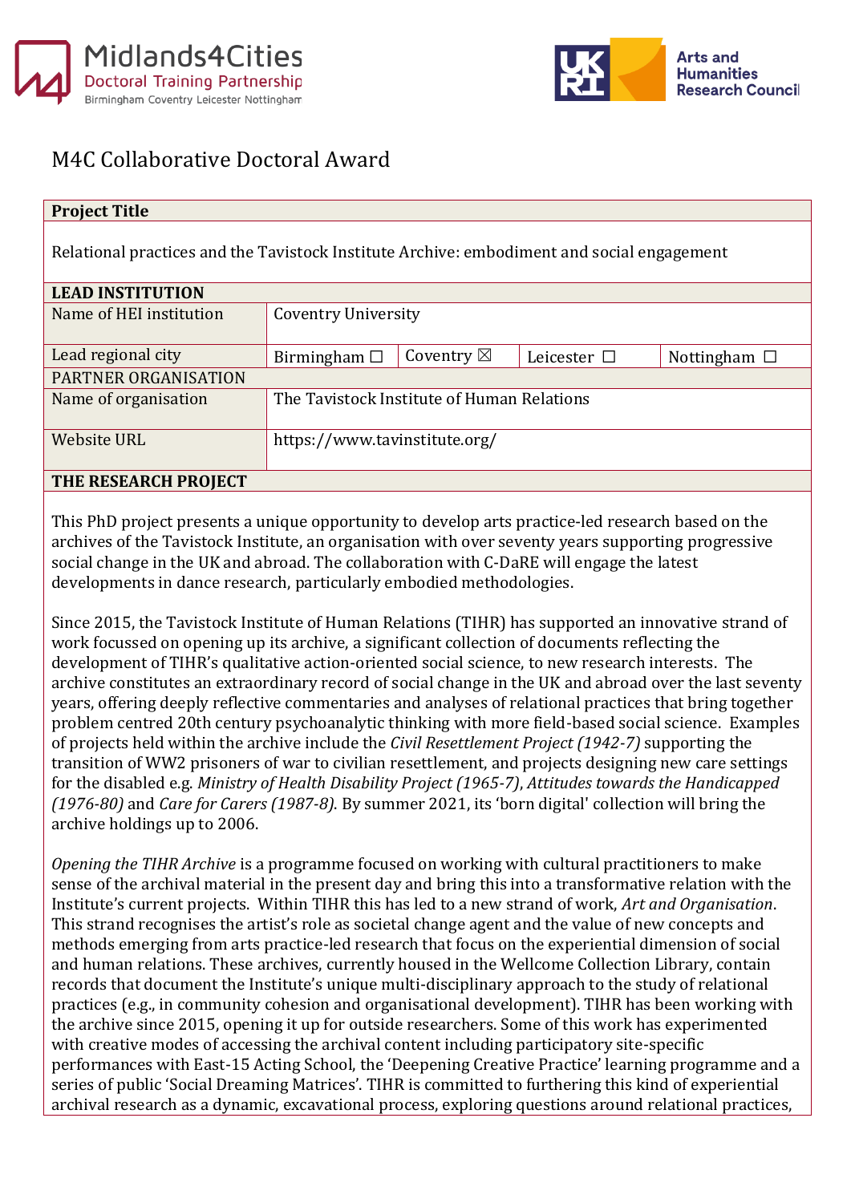# M4C Collaborative Doctoral Award

| **Project Title** | | | | |
|---|---|---|---|---|
| Relational practices and the Tavistock Institute Archive: embodiment and social engagement | | | | |
| **LEAD INSTITUTION** | | | | |
| Name of HEI institution | Coventry University | | | |
| Lead regional city | Birmingham ☐ | Coventry ☒ | Leicester ☐ | Nottingham ☐ |
| PARTNER ORGANISATION | | | | |
| Name of organisation | The Tavistock Institute of Human Relations | | | |
| Website URL | https://www.tavinstitute.org/ | | | |

## THE RESEARCH PROJECT

This PhD project presents a unique opportunity to develop arts practice-led research based on the archives of the Tavistock Institute, an organisation with over seventy years supporting progressive social change in the UK and abroad. The collaboration with C-DaRE will engage the latest developments in dance research, particularly embodied methodologies.

Since 2015, the Tavistock Institute of Human Relations (TIHR) has supported an innovative strand of work focussed on opening up its archive, a significant collection of documents reflecting the development of TIHR's qualitative action-oriented social science, to new research interests. The archive constitutes an extraordinary record of social change in the UK and abroad over the last seventy years, offering deeply reflective commentaries and analyses of relational practices that bring together problem centred 20th century psychoanalytic thinking with more field-based social science. Examples of projects held within the archive include the *Civil Resettlement Project (1942-7)* supporting the transition of WW2 prisoners of war to civilian resettlement, and projects designing new care settings for the disabled e.g. *Ministry of Health Disability Project (1965-7)*, *Attitudes towards the Handicapped (1976-80)* and *Care for Carers (1987-8).* By summer 2021, its 'born digital' collection will bring the archive holdings up to 2006.

*Opening the TIHR Archive* is a programme focused on working with cultural practitioners to make sense of the archival material in the present day and bring this into a transformative relation with the Institute's current projects. Within TIHR this has led to a new strand of work, *Art and Organisation*. This strand recognises the artist's role as societal change agent and the value of new concepts and methods emerging from arts practice-led research that focus on the experiential dimension of social and human relations. These archives, currently housed in the Wellcome Collection Library, contain records that document the Institute's unique multi-disciplinary approach to the study of relational practices (e.g., in community cohesion and organisational development). TIHR has been working with the archive since 2015, opening it up for outside researchers. Some of this work has experimented with creative modes of accessing the archival content including participatory site-specific performances with East-15 Acting School, the 'Deepening Creative Practice' learning programme and a series of public 'Social Dreaming Matrices'. TIHR is committed to furthering this kind of experiential archival research as a dynamic, excavational process, exploring questions around relational practices,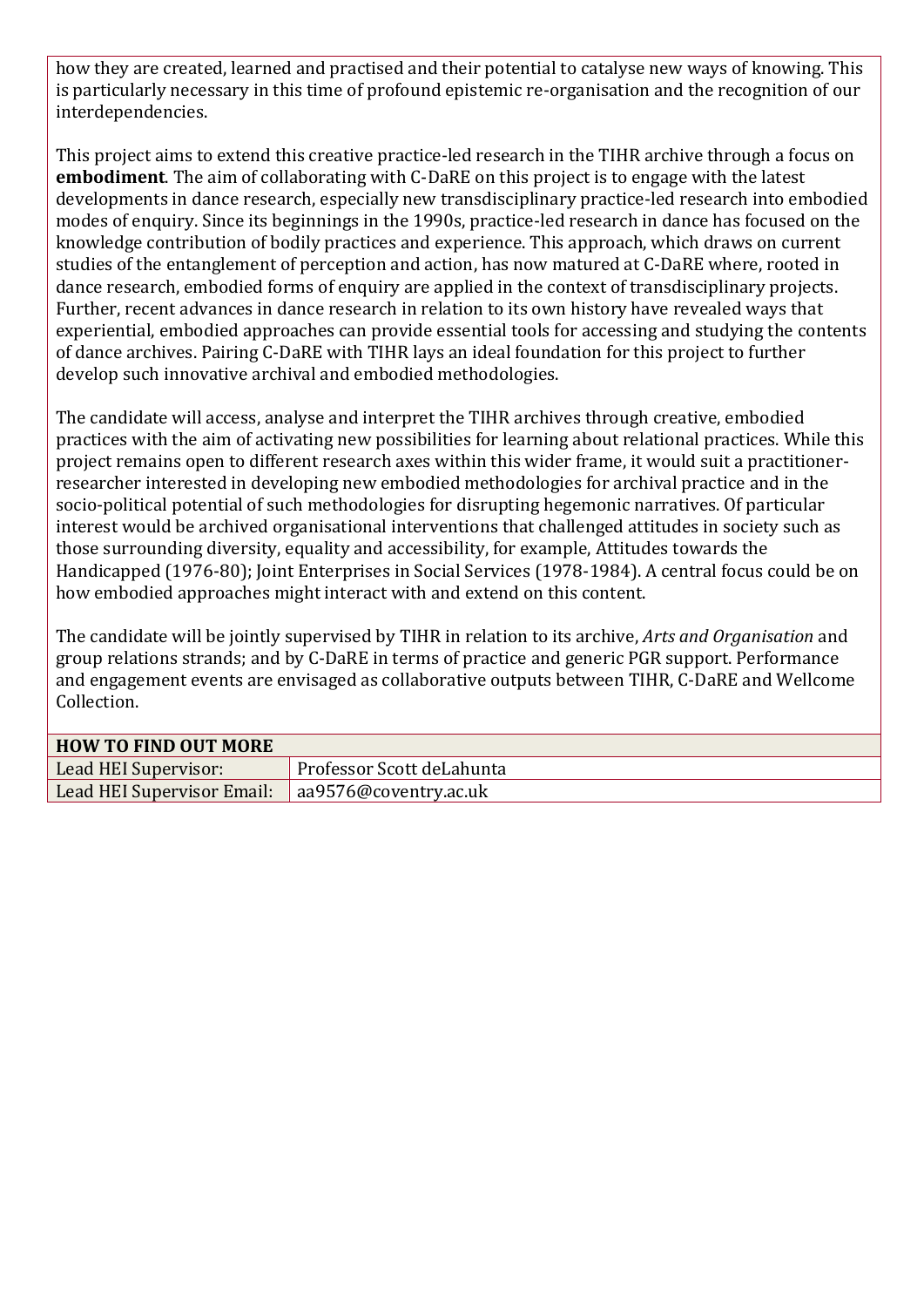how they are created, learned and practised and their potential to catalyse new ways of knowing. This is particularly necessary in this time of profound epistemic re-organisation and the recognition of our interdependencies.

This project aims to extend this creative practice-led research in the TIHR archive through a focus on **embodiment**. The aim of collaborating with C-DaRE on this project is to engage with the latest developments in dance research, especially new transdisciplinary practice-led research into embodied modes of enquiry. Since its beginnings in the 1990s, practice-led research in dance has focused on the knowledge contribution of bodily practices and experience. This approach, which draws on current studies of the entanglement of perception and action, has now matured at C-DaRE where, rooted in dance research, embodied forms of enquiry are applied in the context of transdisciplinary projects. Further, recent advances in dance research in relation to its own history have revealed ways that experiential, embodied approaches can provide essential tools for accessing and studying the contents of dance archives. Pairing C-DaRE with TIHR lays an ideal foundation for this project to further develop such innovative archival and embodied methodologies.

The candidate will access, analyse and interpret the TIHR archives through creative, embodied practices with the aim of activating new possibilities for learning about relational practices. While this project remains open to different research axes within this wider frame, it would suit a practitioner-researcher interested in developing new embodied methodologies for archival practice and in the socio-political potential of such methodologies for disrupting hegemonic narratives. Of particular interest would be archived organisational interventions that challenged attitudes in society such as those surrounding diversity, equality and accessibility, for example, Attitudes towards the Handicapped (1976-80); Joint Enterprises in Social Services (1978-1984). A central focus could be on how embodied approaches might interact with and extend on this content.

The candidate will be jointly supervised by TIHR in relation to its archive, *Arts and Organisation* and group relations strands; and by C-DaRE in terms of practice and generic PGR support. Performance and engagement events are envisaged as collaborative outputs between TIHR, C-DaRE and Wellcome Collection.

| **HOW TO FIND OUT MORE** | |
|---|---|
| Lead HEI Supervisor: | Professor Scott deLahunta |
| Lead HEI Supervisor Email: | aa9576@coventry.ac.uk |